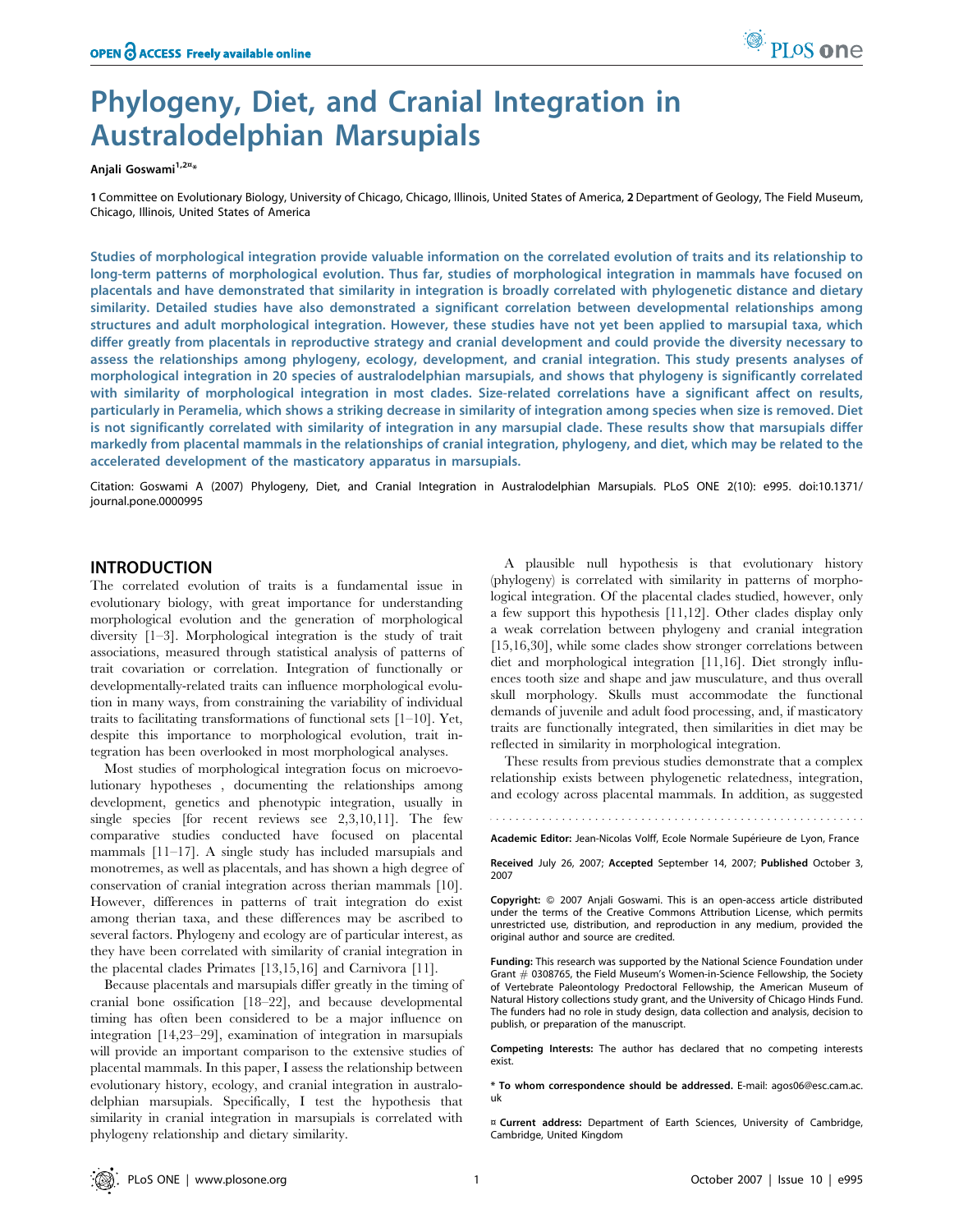# Phylogeny, Diet, and Cranial Integration in Australodelphian Marsupials

Anjali Goswami[1,2¤]*

1 Committee on Evolutionary Biology, University of Chicago, Chicago, Illinois, United States of America, 2 Department of Geology, The Field Museum, Chicago, Illinois, United States of America

**Studies of morphological integration provide valuable information on the correlated evolution of traits and its relationship to long-term patterns of morphological evolution. Thus far, studies of morphological integration in mammals have focused on placentals and have demonstrated that similarity in integration is broadly correlated with phylogenetic distance and dietary similarity. Detailed studies have also demonstrated a significant correlation between developmental relationships among structures and adult morphological integration. However, these studies have not yet been applied to marsupial taxa, which differ greatly from placentals in reproductive strategy and cranial development and could provide the diversity necessary to assess the relationships among phylogeny, ecology, development, and cranial integration. This study presents analyses of morphological integration in 20 species of australodelphian marsupials, and shows that phylogeny is significantly correlated with similarity of morphological integration in most clades. Size-related correlations have a significant affect on results, particularly in Peramelia, which shows a striking decrease in similarity of integration among species when size is removed. Diet is not significantly correlated with similarity of integration in any marsupial clade. These results show that marsupials differ markedly from placental mammals in the relationships of cranial integration, phylogeny, and diet, which may be related to the accelerated development of the masticatory apparatus in marsupials.**

Citation: Goswami A (2007) Phylogeny, Diet, and Cranial Integration in Australodelphian Marsupials. PLoS ONE 2(10): e995. doi:10.1371/journal.pone.0000995

## INTRODUCTION

The correlated evolution of traits is a fundamental issue in evolutionary biology, with great importance for understanding morphological evolution and the generation of morphological diversity [1–3]. Morphological integration is the study of trait associations, measured through statistical analysis of patterns of trait covariation or correlation. Integration of functionally or developmentally-related traits can influence morphological evolution in many ways, from constraining the variability of individual traits to facilitating transformations of functional sets [1–10]. Yet, despite this importance to morphological evolution, trait integration has been overlooked in most morphological analyses.

Most studies of morphological integration focus on microevolutionary hypotheses , documenting the relationships among development, genetics and phenotypic integration, usually in single species [for recent reviews see 2,3,10,11]. The few comparative studies conducted have focused on placental mammals [11–17]. A single study has included marsupials and monotremes, as well as placentals, and has shown a high degree of conservation of cranial integration across therian mammals [10]. However, differences in patterns of trait integration do exist among therian taxa, and these differences may be ascribed to several factors. Phylogeny and ecology are of particular interest, as they have been correlated with similarity of cranial integration in the placental clades Primates [13,15,16] and Carnivora [11].

Because placentals and marsupials differ greatly in the timing of cranial bone ossification [18–22], and because developmental timing has often been considered to be a major influence on integration [14,23–29], examination of integration in marsupials will provide an important comparison to the extensive studies of placental mammals. In this paper, I assess the relationship between evolutionary history, ecology, and cranial integration in australodelphian marsupials. Specifically, I test the hypothesis that similarity in cranial integration in marsupials is correlated with phylogeny relationship and dietary similarity.

A plausible null hypothesis is that evolutionary history (phylogeny) is correlated with similarity in patterns of morphological integration. Of the placental clades studied, however, only a few support this hypothesis [11,12]. Other clades display only a weak correlation between phylogeny and cranial integration [15,16,30], while some clades show stronger correlations between diet and morphological integration [11,16]. Diet strongly influences tooth size and shape and jaw musculature, and thus overall skull morphology. Skulls must accommodate the functional demands of juvenile and adult food processing, and, if masticatory traits are functionally integrated, then similarities in diet may be reflected in similarity in morphological integration.

These results from previous studies demonstrate that a complex relationship exists between phylogenetic relatedness, integration, and ecology across placental mammals. In addition, as suggested

---

Academic Editor: Jean-Nicolas Volff, Ecole Normale Supérieure de Lyon, France

Received July 26, 2007; Accepted September 14, 2007; Published October 3, 2007

Copyright: © 2007 Anjali Goswami. This is an open-access article distributed under the terms of the Creative Commons Attribution License, which permits unrestricted use, distribution, and reproduction in any medium, provided the original author and source are credited.

Funding: This research was supported by the National Science Foundation under Grant # 0308765, the Field Museum's Women-in-Science Fellowship, the Society of Vertebrate Paleontology Predoctoral Fellowship, the American Museum of Natural History collections study grant, and the University of Chicago Hinds Fund. The funders had no role in study design, data collection and analysis, decision to publish, or preparation of the manuscript.

Competing Interests: The author has declared that no competing interests exist.

\* To whom correspondence should be addressed. E-mail: agos06@esc.cam.ac.uk

¤ Current address: Department of Earth Sciences, University of Cambridge, Cambridge, United Kingdom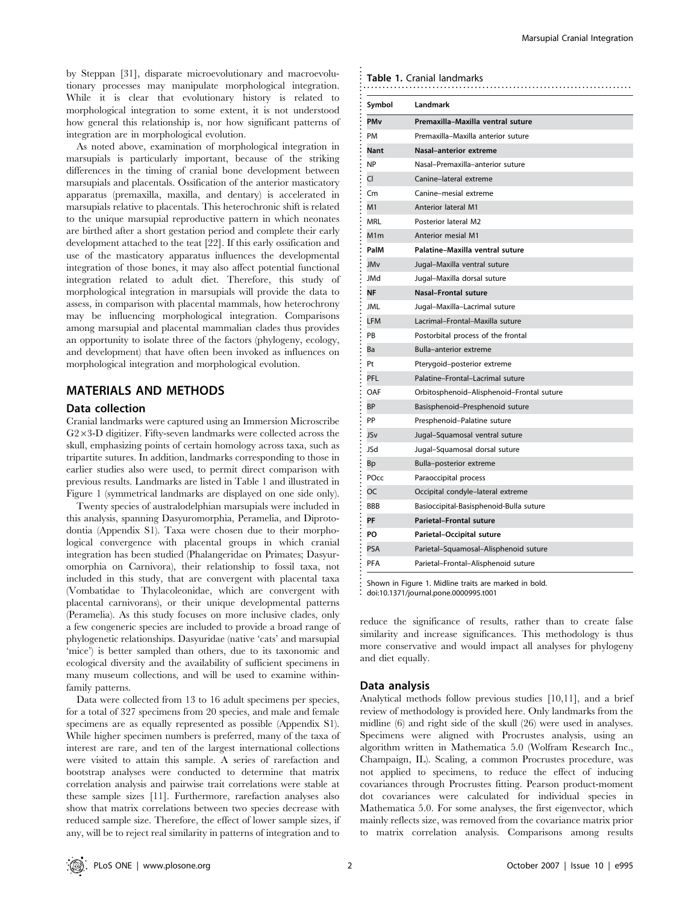by Steppan [31], disparate microevolutionary and macroevolutionary processes may manipulate morphological integration. While it is clear that evolutionary history is related to morphological integration to some extent, it is not understood how general this relationship is, nor how significant patterns of integration are in morphological evolution.

As noted above, examination of morphological integration in marsupials is particularly important, because of the striking differences in the timing of cranial bone development between marsupials and placentals. Ossification of the anterior masticatory apparatus (premaxilla, maxilla, and dentary) is accelerated in marsupials relative to placentals. This heterochronic shift is related to the unique marsupial reproductive pattern in which neonates are birthed after a short gestation period and complete their early development attached to the teat [22]. If this early ossification and use of the masticatory apparatus influences the developmental integration of those bones, it may also affect potential functional integration related to adult diet. Therefore, this study of morphological integration in marsupials will provide the data to assess, in comparison with placental mammals, how heterochrony may be influencing morphological integration. Comparisons among marsupial and placental mammalian clades thus provides an opportunity to isolate three of the factors (phylogeny, ecology, and development) that have often been invoked as influences on morphological integration and morphological evolution.

## MATERIALS AND METHODS

### Data collection

Cranial landmarks were captured using an Immersion Microscribe G2×3-D digitizer. Fifty-seven landmarks were collected across the skull, emphasizing points of certain homology across taxa, such as tripartite sutures. In addition, landmarks corresponding to those in earlier studies also were used, to permit direct comparison with previous results. Landmarks are listed in Table 1 and illustrated in Figure 1 (symmetrical landmarks are displayed on one side only).

Twenty species of australodelphian marsupials were included in this analysis, spanning Dasyuromorphia, Peramelia, and Diprotodontia (Appendix S1). Taxa were chosen due to their morphological convergence with placental groups in which cranial integration has been studied (Phalangeridae on Primates; Dasyuromorphia on Carnivora), their relationship to fossil taxa, not included in this study, that are convergent with placental taxa (Vombatidae to Thylacoleonidae, which are convergent with placental carnivorans), or their unique developmental patterns (Peramelia). As this study focuses on more inclusive clades, only a few congeneric species are included to provide a broad range of phylogenetic relationships. Dasyuridae (native 'cats' and marsupial 'mice') is better sampled than others, due to its taxonomic and ecological diversity and the availability of sufficient specimens in many museum collections, and will be used to examine within-family patterns.

Data were collected from 13 to 16 adult specimens per species, for a total of 327 specimens from 20 species, and male and female specimens are as equally represented as possible (Appendix S1). While higher specimen numbers is preferred, many of the taxa of interest are rare, and ten of the largest international collections were visited to attain this sample. A series of rarefaction and bootstrap analyses were conducted to determine that matrix correlation analysis and pairwise trait correlations were stable at these sample sizes [11]. Furthermore, rarefaction analyses also show that matrix correlations between two species decrease with reduced sample size. Therefore, the effect of lower sample sizes, if any, will be to reject real similarity in patterns of integration and to reduce the significance of results, rather than to create false similarity and increase significances. This methodology is thus more conservative and would impact all analyses for phylogeny and diet equally.

**Table 1.** Cranial landmarks

| Symbol | Landmark |
|---|---|
| **PMv** | **Premaxilla–Maxilla ventral suture** |
| PM | Premaxilla–Maxilla anterior suture |
| **Nant** | **Nasal–anterior extreme** |
| NP | Nasal–Premaxilla–anterior suture |
| Cl | Canine–lateral extreme |
| Cm | Canine–mesial extreme |
| M1 | Anterior lateral M1 |
| MRL | Posterior lateral M2 |
| M1m | Anterior mesial M1 |
| **PalM** | **Palatine–Maxilla ventral suture** |
| JMv | Jugal–Maxilla ventral suture |
| JMd | Jugal–Maxilla dorsal suture |
| **NF** | **Nasal–Frontal suture** |
| JML | Jugal–Maxilla–Lacrimal suture |
| LFM | Lacrimal–Frontal–Maxilla suture |
| PB | Postorbital process of the frontal |
| Ba | Bulla–anterior extreme |
| Pt | Pterygoid–posterior extreme |
| PFL | Palatine–Frontal–Lacrimal suture |
| OAF | Orbitosphenoid–Alisphenoid–Frontal suture |
| BP | Basisphenoid–Presphenoid suture |
| PP | Presphenoid–Palatine suture |
| JSv | Jugal–Squamosal ventral suture |
| JSd | Jugal–Squamosal dorsal suture |
| Bp | Bulla–posterior extreme |
| POcc | Paraoccipital process |
| OC | Occipital condyle–lateral extreme |
| BBB | Basioccipital-Basisphenoid-Bulla suture |
| **PF** | **Parietal–Frontal suture** |
| **PO** | **Parietal–Occipital suture** |
| PSA | Parietal–Squamosal–Alisphenoid suture |
| PFA | Parietal–Frontal–Alisphenoid suture |

Shown in Figure 1. Midline traits are marked in bold.
doi:10.1371/journal.pone.0000995.t001

### Data analysis

Analytical methods follow previous studies [10,11], and a brief review of methodology is provided here. Only landmarks from the midline (6) and right side of the skull (26) were used in analyses. Specimens were aligned with Procrustes analysis, using an algorithm written in Mathematica 5.0 (Wolfram Research Inc., Champaign, IL). Scaling, a common Procrustes procedure, was not applied to specimens, to reduce the effect of inducing covariances through Procrustes fitting. Pearson product-moment dot covariances were calculated for individual species in Mathematica 5.0. For some analyses, the first eigenvector, which mainly reflects size, was removed from the covariance matrix prior to matrix correlation analysis. Comparisons among results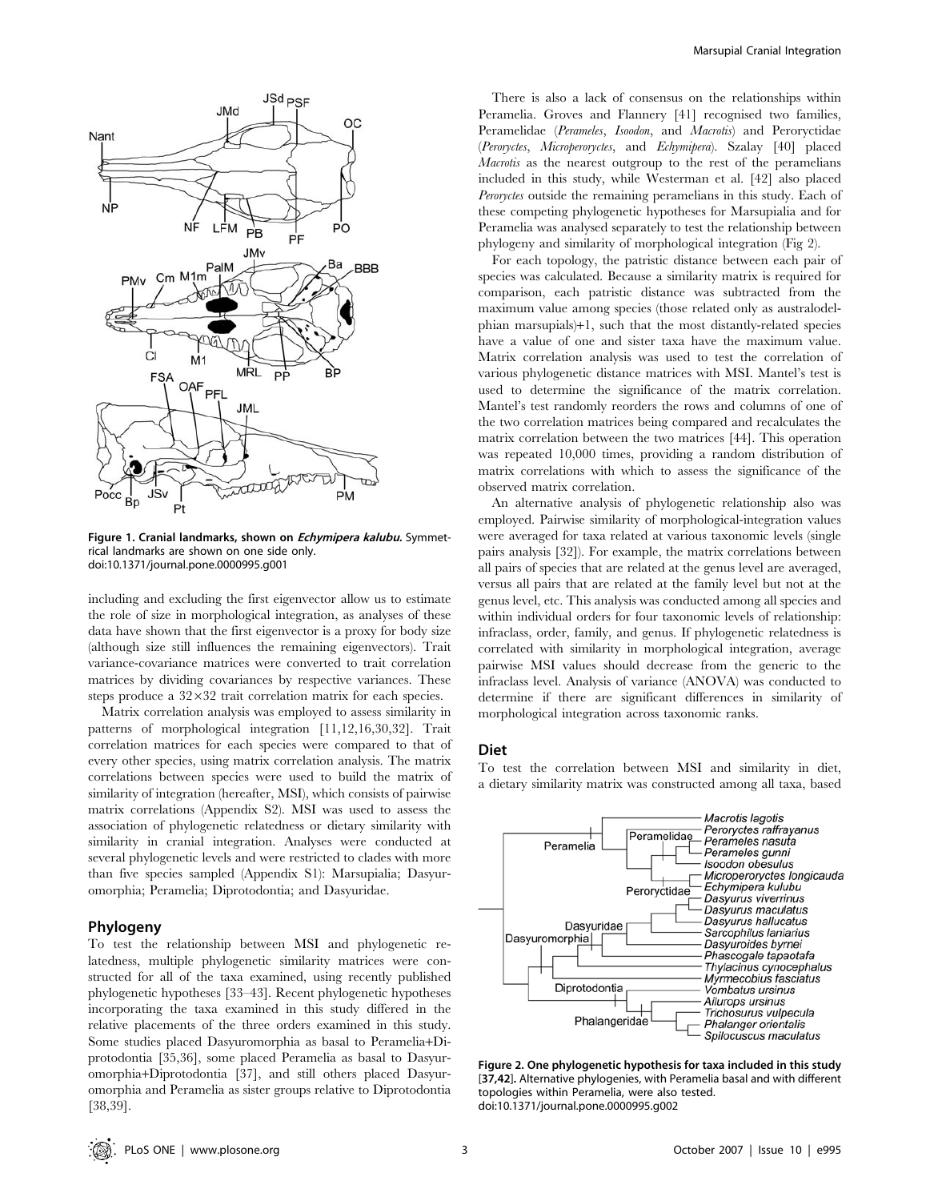Figure 1. Cranial landmarks, shown on *Echymipera kalubu*. Symmetrical landmarks are shown on one side only.
doi:10.1371/journal.pone.0000995.g001

including and excluding the first eigenvector allow us to estimate the role of size in morphological integration, as analyses of these data have shown that the first eigenvector is a proxy for body size (although size still influences the remaining eigenvectors). Trait variance-covariance matrices were converted to trait correlation matrices by dividing covariances by respective variances. These steps produce a 32×32 trait correlation matrix for each species.

Matrix correlation analysis was employed to assess similarity in patterns of morphological integration [11,12,16,30,32]. Trait correlation matrices for each species were compared to that of every other species, using matrix correlation analysis. The matrix correlations between species were used to build the matrix of similarity of integration (hereafter, MSI), which consists of pairwise matrix correlations (Appendix S2). MSI was used to assess the association of phylogenetic relatedness or dietary similarity with similarity in cranial integration. Analyses were conducted at several phylogenetic levels and were restricted to clades with more than five species sampled (Appendix S1): Marsupialia; Dasyuromorphia; Peramelia; Diprotodontia; and Dasyuridae.

## Phylogeny

To test the relationship between MSI and phylogenetic relatedness, multiple phylogenetic similarity matrices were constructed for all of the taxa examined, using recently published phylogenetic hypotheses [33–43]. Recent phylogenetic hypotheses incorporating the taxa examined in this study differed in the relative placements of the three orders examined in this study. Some studies placed Dasyuromorphia as basal to Peramelia+Diprotodontia [35,36], some placed Peramelia as basal to Dasyuromorphia+Diprotodontia [37], and still others placed Dasyuromorphia and Peramelia as sister groups relative to Diprotodontia [38,39].

There is also a lack of consensus on the relationships within Peramelia. Groves and Flannery [41] recognised two families, Peramelidae (*Perameles*, *Isoodon*, and *Macrotis*) and Peroryctidae (*Peroryctes*, *Microperoryctes*, and *Echymipera*). Szalay [40] placed *Macrotis* as the nearest outgroup to the rest of the peramelians included in this study, while Westerman et al. [42] also placed *Peroryctes* outside the remaining peramelians in this study. Each of these competing phylogenetic hypotheses for Marsupialia and for Peramelia was analysed separately to test the relationship between phylogeny and similarity of morphological integration (Fig 2).

For each topology, the patristic distance between each pair of species was calculated. Because a similarity matrix is required for comparison, each patristic distance was subtracted from the maximum value among species (those related only as australodelphian marsupials)+1, such that the most distantly-related species have a value of one and sister taxa have the maximum value. Matrix correlation analysis was used to test the correlation of various phylogenetic distance matrices with MSI. Mantel's test is used to determine the significance of the matrix correlation. Mantel's test randomly reorders the rows and columns of one of the two correlation matrices being compared and recalculates the matrix correlation between the two matrices [44]. This operation was repeated 10,000 times, providing a random distribution of matrix correlations with which to assess the significance of the observed matrix correlation.

An alternative analysis of phylogenetic relationship also was employed. Pairwise similarity of morphological-integration values were averaged for taxa related at various taxonomic levels (single pairs analysis [32]). For example, the matrix correlations between all pairs of species that are related at the genus level are averaged, versus all pairs that are related at the family level but not at the genus level, etc. This analysis was conducted among all species and within individual orders for four taxonomic levels of relationship: infraclass, order, family, and genus. If phylogenetic relatedness is correlated with similarity in morphological integration, average pairwise MSI values should decrease from the generic to the infraclass level. Analysis of variance (ANOVA) was conducted to determine if there are significant differences in similarity of morphological integration across taxonomic ranks.

## Diet

To test the correlation between MSI and similarity in diet, a dietary similarity matrix was constructed among all taxa, based

Figure 2. One phylogenetic hypothesis for taxa included in this study [37,42]. Alternative phylogenies, with Peramelia basal and with different topologies within Peramelia, were also tested.
doi:10.1371/journal.pone.0000995.g002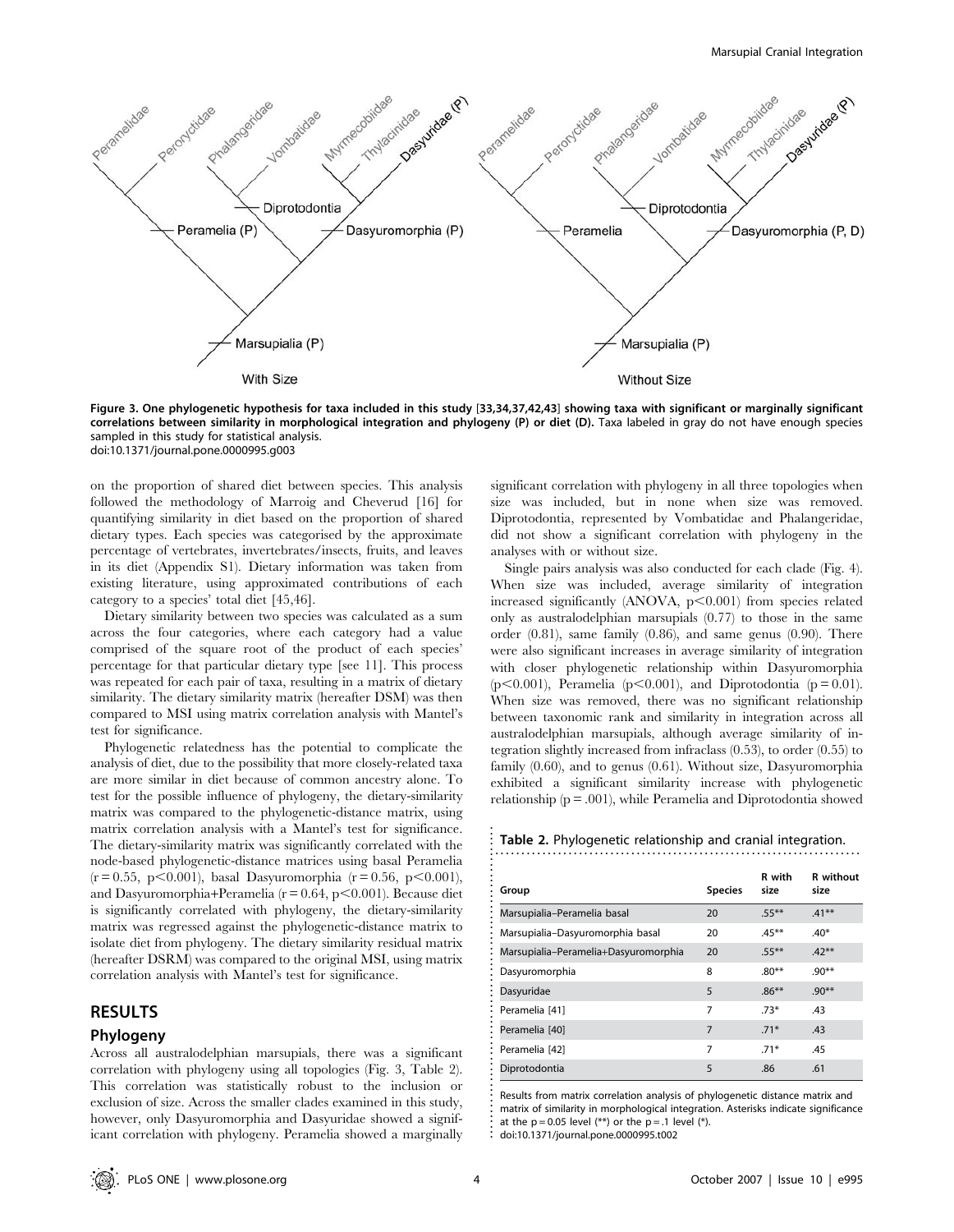Figure 3. One phylogenetic hypothesis for taxa included in this study [33,34,37,42,43] showing taxa with significant or marginally significant correlations between similarity in morphological integration and phylogeny (P) or diet (D). Taxa labeled in gray do not have enough species sampled in this study for statistical analysis.
doi:10.1371/journal.pone.0000995.g003

on the proportion of shared diet between species. This analysis followed the methodology of Marroig and Cheverud [16] for quantifying similarity in diet based on the proportion of shared dietary types. Each species was categorised by the approximate percentage of vertebrates, invertebrates/insects, fruits, and leaves in its diet (Appendix S1). Dietary information was taken from existing literature, using approximated contributions of each category to a species' total diet [45,46].

Dietary similarity between two species was calculated as a sum across the four categories, where each category had a value comprised of the square root of the product of each species' percentage for that particular dietary type [see 11]. This process was repeated for each pair of taxa, resulting in a matrix of dietary similarity. The dietary similarity matrix (hereafter DSM) was then compared to MSI using matrix correlation analysis with Mantel's test for significance.

Phylogenetic relatedness has the potential to complicate the analysis of diet, due to the possibility that more closely-related taxa are more similar in diet because of common ancestry alone. To test for the possible influence of phylogeny, the dietary-similarity matrix was compared to the phylogenetic-distance matrix, using matrix correlation analysis with a Mantel's test for significance. The dietary-similarity matrix was significantly correlated with the node-based phylogenetic-distance matrices using basal Peramelia ($r = 0.55$, $p < 0.001$), basal Dasyuromorphia ($r = 0.56$, $p < 0.001$), and Dasyuromorphia+Peramelia ($r = 0.64$, $p < 0.001$). Because diet is significantly correlated with phylogeny, the dietary-similarity matrix was regressed against the phylogenetic-distance matrix to isolate diet from phylogeny. The dietary similarity residual matrix (hereafter DSRM) was compared to the original MSI, using matrix correlation analysis with Mantel's test for significance.

## RESULTS

### Phylogeny

Across all australodelphian marsupials, there was a significant correlation with phylogeny using all topologies (Fig. 3, Table 2). This correlation was statistically robust to the inclusion or exclusion of size. Across the smaller clades examined in this study, however, only Dasyuromorphia and Dasyuridae showed a significant correlation with phylogeny. Peramelia showed a marginally significant correlation with phylogeny in all three topologies when size was included, but in none when size was removed. Diprotodontia, represented by Vombatidae and Phalangeridae, did not show a significant correlation with phylogeny in the analyses with or without size.

Single pairs analysis was also conducted for each clade (Fig. 4). When size was included, average similarity of integration increased significantly (ANOVA, $p < 0.001$) from species related only as australodelphian marsupials (0.77) to those in the same order (0.81), same family (0.86), and same genus (0.90). There were also significant increases in average similarity of integration with closer phylogenetic relationship within Dasyuromorphia ($p < 0.001$), Peramelia ($p < 0.001$), and Diprotodontia ($p = 0.01$). When size was removed, there was no significant relationship between taxonomic rank and similarity in integration across all australodelphian marsupials, although average similarity of integration slightly increased from infraclass (0.53), to order (0.55) to family (0.60), and to genus (0.61). Without size, Dasyuromorphia exhibited a significant similarity increase with phylogenetic relationship ($p = .001$), while Peramelia and Diprotodontia showed

Table 2. Phylogenetic relationship and cranial integration.

| Group | Species | R with size | R without size |
|---|---|---|---|
| Marsupialia–Peramelia basal | 20 | .55** | .41** |
| Marsupialia–Dasyuromorphia basal | 20 | .45** | .40* |
| Marsupialia–Peramelia+Dasyuromorphia | 20 | .55** | .42** |
| Dasyuromorphia | 8 | .80** | .90** |
| Dasyuridae | 5 | .86** | .90** |
| Peramelia [41] | 7 | .73* | .43 |
| Peramelia [40] | 7 | .71* | .43 |
| Peramelia [42] | 7 | .71* | .45 |
| Diprotodontia | 5 | .86 | .61 |

Results from matrix correlation analysis of phylogenetic distance matrix and matrix of similarity in morphological integration. Asterisks indicate significance at the $p = 0.05$ level (**) or the $p = .1$ level (*).
doi:10.1371/journal.pone.0000995.t002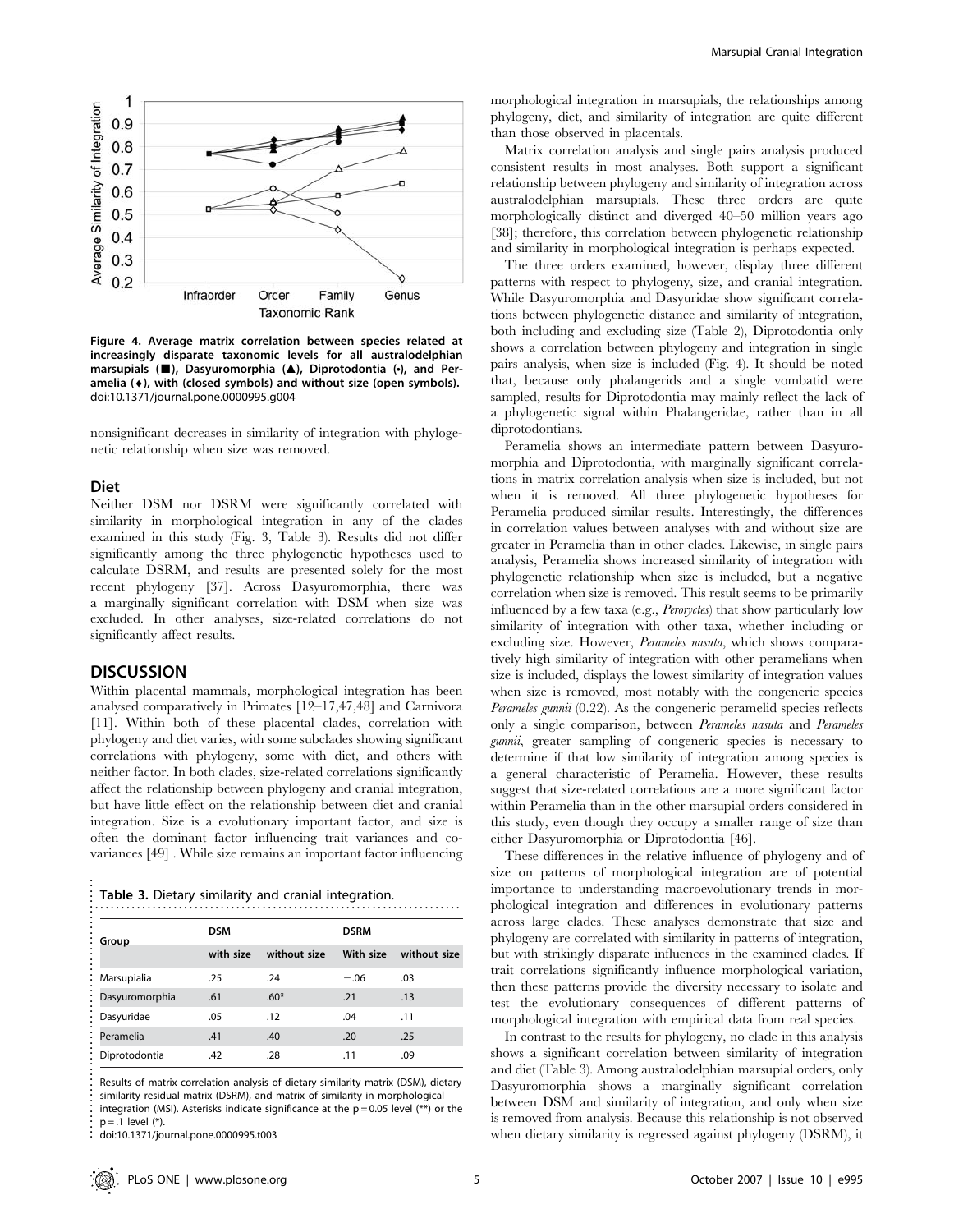Figure 4. Average matrix correlation between species related at increasingly disparate taxonomic levels for all australodelphian marsupials (■), Dasyuromorphia (▲), Diprotodontia (•), and Peramelia (♦), with (closed symbols) and without size (open symbols).
doi:10.1371/journal.pone.0000995.g004

nonsignificant decreases in similarity of integration with phylogenetic relationship when size was removed.

## Diet

Neither DSM nor DSRM were significantly correlated with similarity in morphological integration in any of the clades examined in this study (Fig. 3, Table 3). Results did not differ significantly among the three phylogenetic hypotheses used to calculate DSRM, and results are presented solely for the most recent phylogeny [37]. Across Dasyuromorphia, there was a marginally significant correlation with DSM when size was excluded. In other analyses, size-related correlations do not significantly affect results.

# DISCUSSION

Within placental mammals, morphological integration has been analysed comparatively in Primates [12–17,47,48] and Carnivora [11]. Within both of these placental clades, correlation with phylogeny and diet varies, with some subclades showing significant correlations with phylogeny, some with diet, and others with neither factor. In both clades, size-related correlations significantly affect the relationship between phylogeny and cranial integration, but have little effect on the relationship between diet and cranial integration. Size is a evolutionary important factor, and size is often the dominant factor influencing trait variances and covariances [49] . While size remains an important factor influencing

**Table 3.** Dietary similarity and cranial integration.

| Group | DSM | | DSRM | |
|---|---|---|---|---|
| | with size | without size | With size | without size |
| Marsupialia | .25 | .24 | −.06 | .03 |
| Dasyuromorphia | .61 | .60* | .21 | .13 |
| Dasyuridae | .05 | .12 | .04 | .11 |
| Peramelia | .41 | .40 | .20 | .25 |
| Diprotodontia | .42 | .28 | .11 | .09 |

Results of matrix correlation analysis of dietary similarity matrix (DSM), dietary similarity residual matrix (DSRM), and matrix of similarity in morphological integration (MSI). Asterisks indicate significance at the $p = 0.05$ level (**) or the $p = .1$ level (*).
doi:10.1371/journal.pone.0000995.t003

morphological integration in marsupials, the relationships among phylogeny, diet, and similarity of integration are quite different than those observed in placentals.

Matrix correlation analysis and single pairs analysis produced consistent results in most analyses. Both support a significant relationship between phylogeny and similarity of integration across australodelphian marsupials. These three orders are quite morphologically distinct and diverged 40–50 million years ago [38]; therefore, this correlation between phylogenetic relationship and similarity in morphological integration is perhaps expected.

The three orders examined, however, display three different patterns with respect to phylogeny, size, and cranial integration. While Dasyuromorphia and Dasyuridae show significant correlations between phylogenetic distance and similarity of integration, both including and excluding size (Table 2), Diprotodontia only shows a correlation between phylogeny and integration in single pairs analysis, when size is included (Fig. 4). It should be noted that, because only phalangerids and a single vombatid were sampled, results for Diprotodontia may mainly reflect the lack of a phylogenetic signal within Phalangeridae, rather than in all diprotodontians.

Peramelia shows an intermediate pattern between Dasyuromorphia and Diprotodontia, with marginally significant correlations in matrix correlation analysis when size is included, but not when it is removed. All three phylogenetic hypotheses for Peramelia produced similar results. Interestingly, the differences in correlation values between analyses with and without size are greater in Peramelia than in other clades. Likewise, in single pairs analysis, Peramelia shows increased similarity of integration with phylogenetic relationship when size is included, but a negative correlation when size is removed. This result seems to be primarily influenced by a few taxa (e.g., *Peroryctes*) that show particularly low similarity of integration with other taxa, whether including or excluding size. However, *Perameles nasuta*, which shows comparatively high similarity of integration with other peramelians when size is included, displays the lowest similarity of integration values when size is removed, most notably with the congeneric species *Perameles gunnii* (0.22). As the congeneric peramelid species reflects only a single comparison, between *Perameles nasuta* and *Perameles gunnii*, greater sampling of congeneric species is necessary to determine if that low similarity of integration among species is a general characteristic of Peramelia. However, these results suggest that size-related correlations are a more significant factor within Peramelia than in the other marsupial orders considered in this study, even though they occupy a smaller range of size than either Dasyuromorphia or Diprotodontia [46].

These differences in the relative influence of phylogeny and of size on patterns of morphological integration are of potential importance to understanding macroevolutionary trends in morphological integration and differences in evolutionary patterns across large clades. These analyses demonstrate that size and phylogeny are correlated with similarity in patterns of integration, but with strikingly disparate influences in the examined clades. If trait correlations significantly influence morphological variation, then these patterns provide the diversity necessary to isolate and test the evolutionary consequences of different patterns of morphological integration with empirical data from real species.

In contrast to the results for phylogeny, no clade in this analysis shows a significant correlation between similarity of integration and diet (Table 3). Among australodelphian marsupial orders, only Dasyuromorphia shows a marginally significant correlation between DSM and similarity of integration, and only when size is removed from analysis. Because this relationship is not observed when dietary similarity is regressed against phylogeny (DSRM), it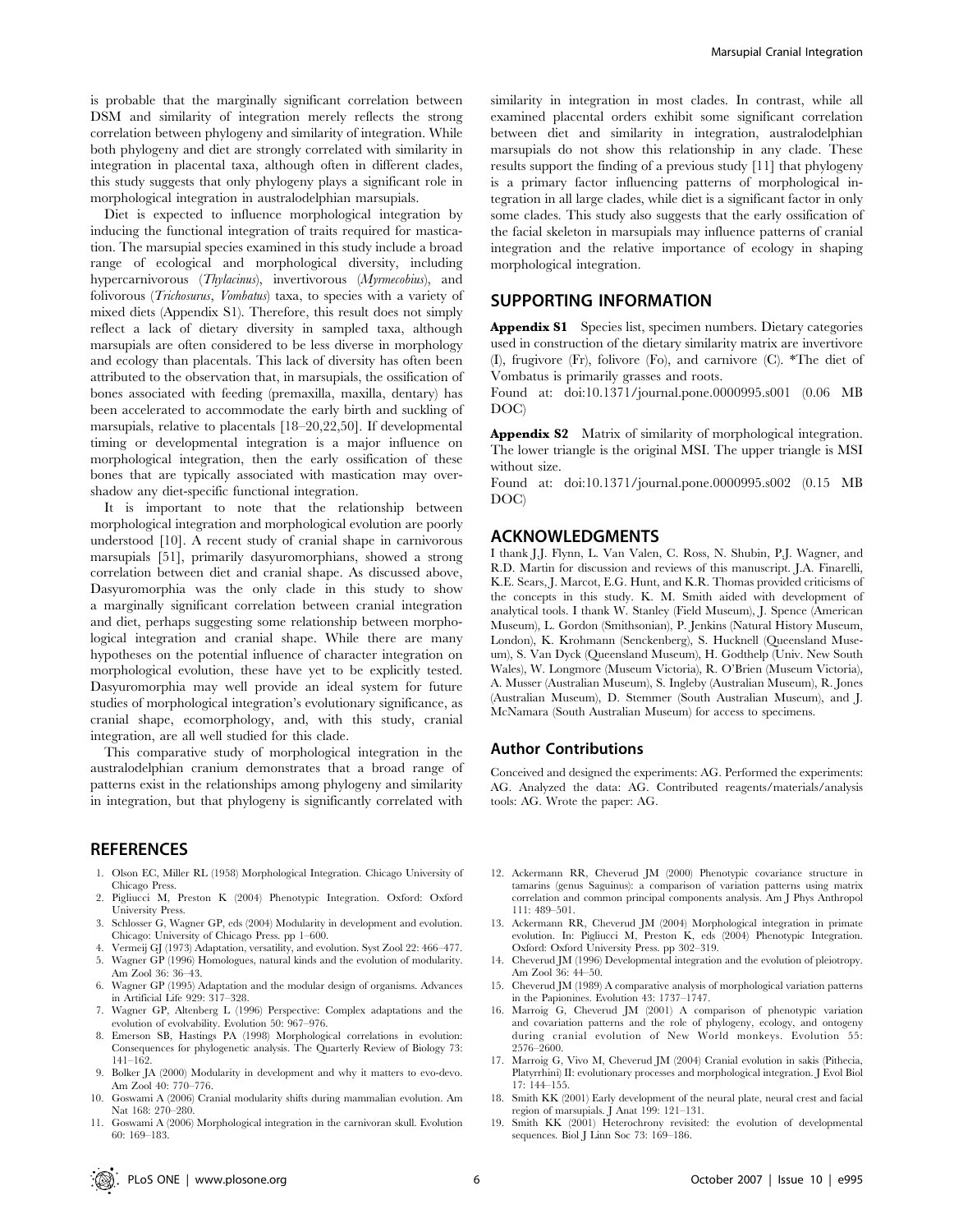is probable that the marginally significant correlation between DSM and similarity of integration merely reflects the strong correlation between phylogeny and similarity of integration. While both phylogeny and diet are strongly correlated with similarity in integration in placental taxa, although often in different clades, this study suggests that only phylogeny plays a significant role in morphological integration in australodelphian marsupials.

Diet is expected to influence morphological integration by inducing the functional integration of traits required for mastication. The marsupial species examined in this study include a broad range of ecological and morphological diversity, including hypercarnivorous (*Thylacinus*), invertivorous (*Myrmecobius*), and folivorous (*Trichosurus*, *Vombatus*) taxa, to species with a variety of mixed diets (Appendix S1). Therefore, this result does not simply reflect a lack of dietary diversity in sampled taxa, although marsupials are often considered to be less diverse in morphology and ecology than placentals. This lack of diversity has often been attributed to the observation that, in marsupials, the ossification of bones associated with feeding (premaxilla, maxilla, dentary) has been accelerated to accommodate the early birth and suckling of marsupials, relative to placentals [18–20,22,50]. If developmental timing or developmental integration is a major influence on morphological integration, then the early ossification of these bones that are typically associated with mastication may overshadow any diet-specific functional integration.

It is important to note that the relationship between morphological integration and morphological evolution are poorly understood [10]. A recent study of cranial shape in carnivorous marsupials [51], primarily dasyuromorphians, showed a strong correlation between diet and cranial shape. As discussed above, Dasyuromorphia was the only clade in this study to show a marginally significant correlation between cranial integration and diet, perhaps suggesting some relationship between morphological integration and cranial shape. While there are many hypotheses on the potential influence of character integration on morphological evolution, these have yet to be explicitly tested. Dasyuromorphia may well provide an ideal system for future studies of morphological integration's evolutionary significance, as cranial shape, ecomorphology, and, with this study, cranial integration, are all well studied for this clade.

This comparative study of morphological integration in the australodelphian cranium demonstrates that a broad range of patterns exist in the relationships among phylogeny and similarity in integration, but that phylogeny is significantly correlated with similarity in integration in most clades. In contrast, while all examined placental orders exhibit some significant correlation between diet and similarity in integration, australodelphian marsupials do not show this relationship in any clade. These results support the finding of a previous study [11] that phylogeny is a primary factor influencing patterns of morphological integration in all large clades, while diet is a significant factor in only some clades. This study also suggests that the early ossification of the facial skeleton in marsupials may influence patterns of cranial integration and the relative importance of ecology in shaping morphological integration.

## SUPPORTING INFORMATION

**Appendix S1** Species list, specimen numbers. Dietary categories used in construction of the dietary similarity matrix are invertivore (I), frugivore (Fr), folivore (Fo), and carnivore (C). *The diet of Vombatus is primarily grasses and roots.

Found at: doi:10.1371/journal.pone.0000995.s001 (0.06 MB DOC)

**Appendix S2** Matrix of similarity of morphological integration. The lower triangle is the original MSI. The upper triangle is MSI without size.

Found at: doi:10.1371/journal.pone.0000995.s002 (0.15 MB DOC)

## ACKNOWLEDGMENTS

I thank J.J. Flynn, L. Van Valen, C. Ross, N. Shubin, P.J. Wagner, and R.D. Martin for discussion and reviews of this manuscript. J.A. Finarelli, K.E. Sears, J. Marcot, E.G. Hunt, and K.R. Thomas provided criticisms of the concepts in this study. K. M. Smith aided with development of analytical tools. I thank W. Stanley (Field Museum), J. Spence (American Museum), L. Gordon (Smithsonian), P. Jenkins (Natural History Museum, London), K. Krohmann (Senckenberg), S. Hucknell (Queensland Museum), S. Van Dyck (Queensland Museum), H. Godthelp (Univ. New South Wales), W. Longmore (Museum Victoria), R. O'Brien (Museum Victoria), A. Musser (Australian Museum), S. Ingleby (Australian Museum), R. Jones (Australian Museum), D. Stemmer (South Australian Museum), and J. McNamara (South Australian Museum) for access to specimens.

### Author Contributions

Conceived and designed the experiments: AG. Performed the experiments: AG. Analyzed the data: AG. Contributed reagents/materials/analysis tools: AG. Wrote the paper: AG.

## REFERENCES

1. Olson EC, Miller RL (1958) Morphological Integration. Chicago University of Chicago Press.
2. Pigliucci M, Preston K (2004) Phenotypic Integration. Oxford: Oxford University Press.
3. Schlosser G, Wagner GP, eds (2004) Modularity in development and evolution. Chicago: University of Chicago Press. pp 1–600.
4. Vermeij GJ (1973) Adaptation, versatility, and evolution. Syst Zool 22: 466–477.
5. Wagner GP (1996) Homologues, natural kinds and the evolution of modularity. Am Zool 36: 36–43.
6. Wagner GP (1995) Adaptation and the modular design of organisms. Advances in Artificial Life 929: 317–328.
7. Wagner GP, Altenberg L (1996) Perspective: Complex adaptations and the evolution of evolvability. Evolution 50: 967–976.
8. Emerson SB, Hastings PA (1998) Morphological correlations in evolution: Consequences for phylogenetic analysis. The Quarterly Review of Biology 73: 141–162.
9. Bolker JA (2000) Modularity in development and why it matters to evo-devo. Am Zool 40: 770–776.
10. Goswami A (2006) Cranial modularity shifts during mammalian evolution. Am Nat 168: 270–280.
11. Goswami A (2006) Morphological integration in the carnivoran skull. Evolution 60: 169–183.
12. Ackermann RR, Cheverud JM (2000) Phenotypic covariance structure in tamarins (genus Saguinus): a comparison of variation patterns using matrix correlation and common principal components analysis. Am J Phys Anthropol 111: 489–501.
13. Ackermann RR, Cheverud JM (2004) Morphological integration in primate evolution. In: Pigliucci M, Preston K, eds (2004) Phenotypic Integration. Oxford: Oxford University Press. pp 302–319.
14. Cheverud JM (1996) Developmental integration and the evolution of pleiotropy. Am Zool 36: 44–50.
15. Cheverud JM (1989) A comparative analysis of morphological variation patterns in the Papionines. Evolution 43: 1737–1747.
16. Marroig G, Cheverud JM (2001) A comparison of phenotypic variation and covariation patterns and the role of phylogeny, ecology, and ontogeny during cranial evolution of New World monkeys. Evolution 55: 2576–2600.
17. Marroig G, Vivo M, Cheverud JM (2004) Cranial evolution in sakis (Pithecia, Platyrrhini) II: evolutionary processes and morphological integration. J Evol Biol 17: 144–155.
18. Smith KK (2001) Early development of the neural plate, neural crest and facial region of marsupials. J Anat 199: 121–131.
19. Smith KK (2001) Heterochrony revisited: the evolution of developmental sequences. Biol J Linn Soc 73: 169–186.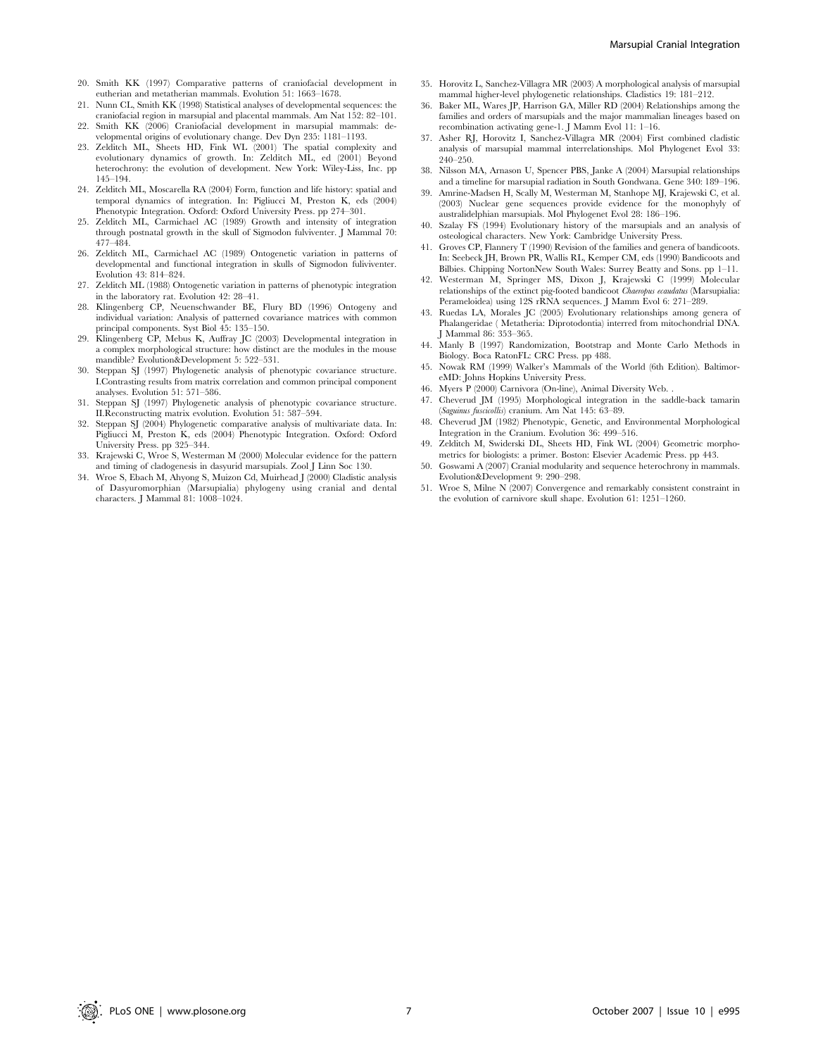20. Smith KK (1997) Comparative patterns of craniofacial development in eutherian and metatherian mammals. Evolution 51: 1663–1678.
21. Nunn CL, Smith KK (1998) Statistical analyses of developmental sequences: the craniofacial region in marsupial and placental mammals. Am Nat 152: 82–101.
22. Smith KK (2006) Craniofacial development in marsupial mammals: developmental origins of evolutionary change. Dev Dyn 235: 1181–1193.
23. Zelditch ML, Sheets HD, Fink WL (2001) The spatial complexity and evolutionary dynamics of growth. In: Zelditch ML, ed (2001) Beyond heterochrony: the evolution of development. New York: Wiley-Liss, Inc. pp 145–194.
24. Zelditch ML, Moscarella RA (2004) Form, function and life history: spatial and temporal dynamics of integration. In: Pigliucci M, Preston K, eds (2004) Phenotypic Integration. Oxford: Oxford University Press. pp 274–301.
25. Zelditch ML, Carmichael AC (1989) Growth and intensity of integration through postnatal growth in the skull of Sigmodon fulviventer. J Mammal 70: 477–484.
26. Zelditch ML, Carmichael AC (1989) Ontogenetic variation in patterns of developmental and functional integration in skulls of Sigmodon fuliviventer. Evolution 43: 814–824.
27. Zelditch ML (1988) Ontogenetic variation in patterns of phenotypic integration in the laboratory rat. Evolution 42: 28–41.
28. Klingenberg CP, Neuenschwander BE, Flury BD (1996) Ontogeny and individual variation: Analysis of patterned covariance matrices with common principal components. Syst Biol 45: 135–150.
29. Klingenberg CP, Mebus K, Auffray JC (2003) Developmental integration in a complex morphological structure: how distinct are the modules in the mouse mandible? Evolution&Development 5: 522–531.
30. Steppan SJ (1997) Phylogenetic analysis of phenotypic covariance structure. I.Contrasting results from matrix correlation and common principal component analyses. Evolution 51: 571–586.
31. Steppan SJ (1997) Phylogenetic analysis of phenotypic covariance structure. II.Reconstructing matrix evolution. Evolution 51: 587–594.
32. Steppan SJ (2004) Phylogenetic comparative analysis of multivariate data. In: Pigliucci M, Preston K, eds (2004) Phenotypic Integration. Oxford: Oxford University Press. pp 325–344.
33. Krajewski C, Wroe S, Westerman M (2000) Molecular evidence for the pattern and timing of cladogenesis in dasyurid marsupials. Zool J Linn Soc 130.
34. Wroe S, Ebach M, Ahyong S, Muizon Cd, Muirhead J (2000) Cladistic analysis of Dasyuromorphian (Marsupialia) phylogeny using cranial and dental characters. J Mammal 81: 1008–1024.
35. Horovitz L, Sanchez-Villagra MR (2003) A morphological analysis of marsupial mammal higher-level phylogenetic relationships. Cladistics 19: 181–212.
36. Baker ML, Wares JP, Harrison GA, Miller RD (2004) Relationships among the families and orders of marsupials and the major mammalian lineages based on recombination activating gene-1. J Mamm Evol 11: 1–16.
37. Asher RJ, Horovitz I, Sanchez-Villagra MR (2004) First combined cladistic analysis of marsupial mammal interrelationships. Mol Phylogenet Evol 33: 240–250.
38. Nilsson MA, Arnason U, Spencer PBS, Janke A (2004) Marsupial relationships and a timeline for marsupial radiation in South Gondwana. Gene 340: 189–196.
39. Amrine-Madsen H, Scally M, Westerman M, Stanhope MJ, Krajewski C, et al. (2003) Nuclear gene sequences provide evidence for the monophyly of australidelphian marsupials. Mol Phylogenet Evol 28: 186–196.
40. Szalay FS (1994) Evolutionary history of the marsupials and an analysis of osteological characters. New York: Cambridge University Press.
41. Groves CP, Flannery T (1990) Revision of the families and genera of bandicoots. In: Seebeck JH, Brown PR, Wallis RL, Kemper CM, eds (1990) Bandicoots and Bilbies. Chipping NortonNew South Wales: Surrey Beatty and Sons. pp 1–11.
42. Westerman M, Springer MS, Dixon J, Krajewski C (1999) Molecular relationships of the extinct pig-footed bandicoot *Chaeropus ecaudatus* (Marsupialia: Perameloidea) using 12S rRNA sequences. J Mamm Evol 6: 271–289.
43. Ruedas LA, Morales JC (2005) Evolutionary relationships among genera of Phalangeridae ( Metatheria: Diprotodontia) interred from mitochondrial DNA. J Mammal 86: 353–365.
44. Manly B (1997) Randomization, Bootstrap and Monte Carlo Methods in Biology. Boca RatonFL: CRC Press. pp 488.
45. Nowak RM (1999) Walker's Mammals of the World (6th Edition). BaltimoreMD: Johns Hopkins University Press.
46. Myers P (2000) Carnivora (On-line), Animal Diversity Web. .
47. Cheverud JM (1995) Morphological integration in the saddle-back tamarin (*Saguinus fuscicollis*) cranium. Am Nat 145: 63–89.
48. Cheverud JM (1982) Phenotypic, Genetic, and Environmental Morphological Integration in the Cranium. Evolution 36: 499–516.
49. Zelditch M, Swiderski DL, Sheets HD, Fink WL (2004) Geometric morphometrics for biologists: a primer. Boston: Elsevier Academic Press. pp 443.
50. Goswami A (2007) Cranial modularity and sequence heterochrony in mammals. Evolution&Development 9: 290–298.
51. Wroe S, Milne N (2007) Convergence and remarkably consistent constraint in the evolution of carnivore skull shape. Evolution 61: 1251–1260.